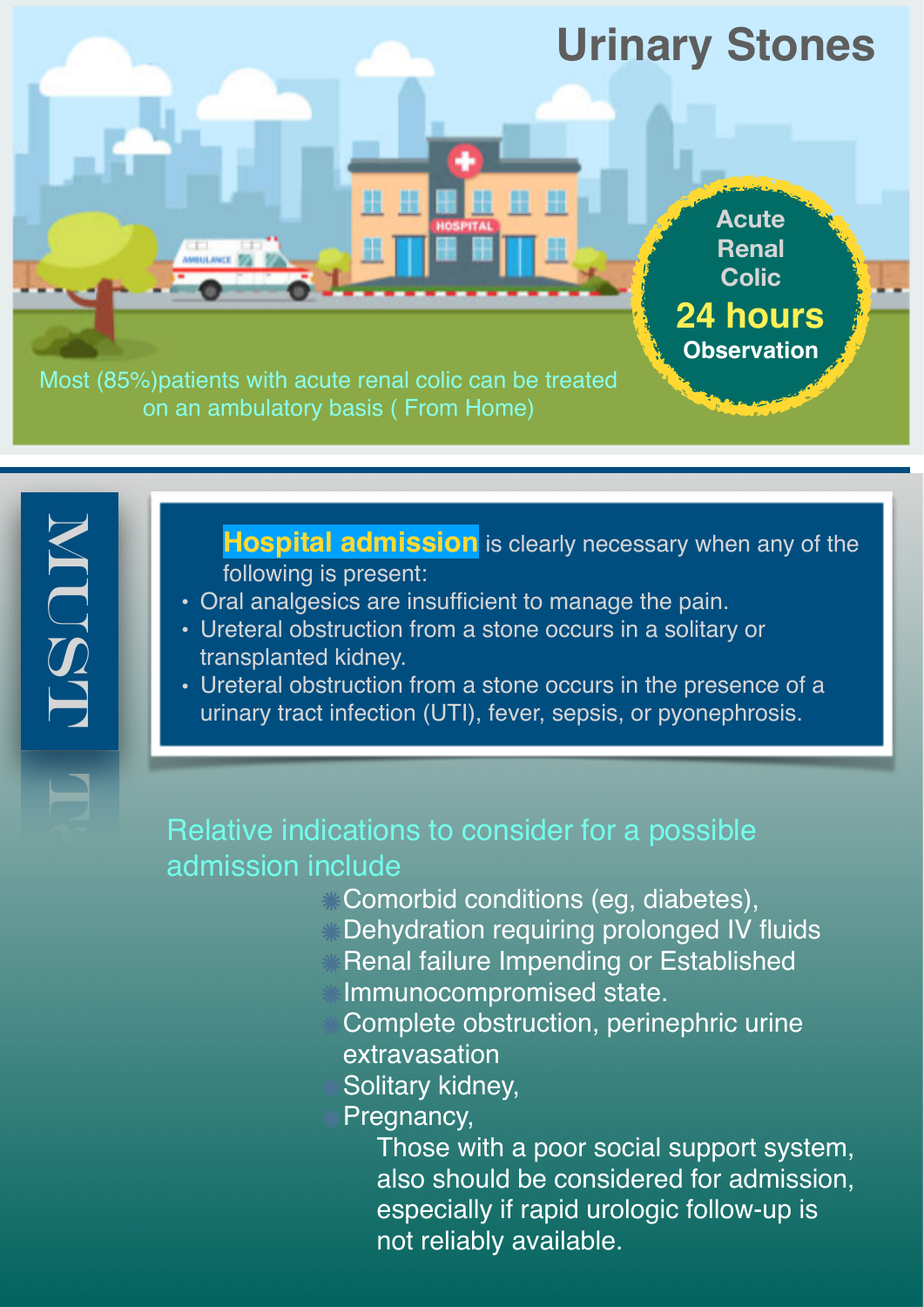# Urinary Stones

**Acute Renal Colic**

**24 hours Observation**

Most (85%)patients with acute renal colic can be treated on an ambulatory basis ( From Home)

**MUST**

**Hospital admission** is clearly necessary when any of the following is present:

- Oral analgesics are insufficient to manage the pain.
- Ureteral obstruction from a stone occurs in a solitary or transplanted kidney.
- Ureteral obstruction from a stone occurs in the presence of a urinary tract infection (UTI), fever, sepsis, or pyonephrosis.

Relative indications to consider for a possible admission include

- Comorbid conditions (eg, diabetes),
- Dehydration requiring prolonged IV fluids
- Renal failure Impending or Established
- Immunocompromised state.
- Complete obstruction, perinephric urine extravasation
- Solitary kidney,
- Pregnancy,

Those with a poor social support system, also should be considered for admission, especially if rapid urologic follow-up is not reliably available.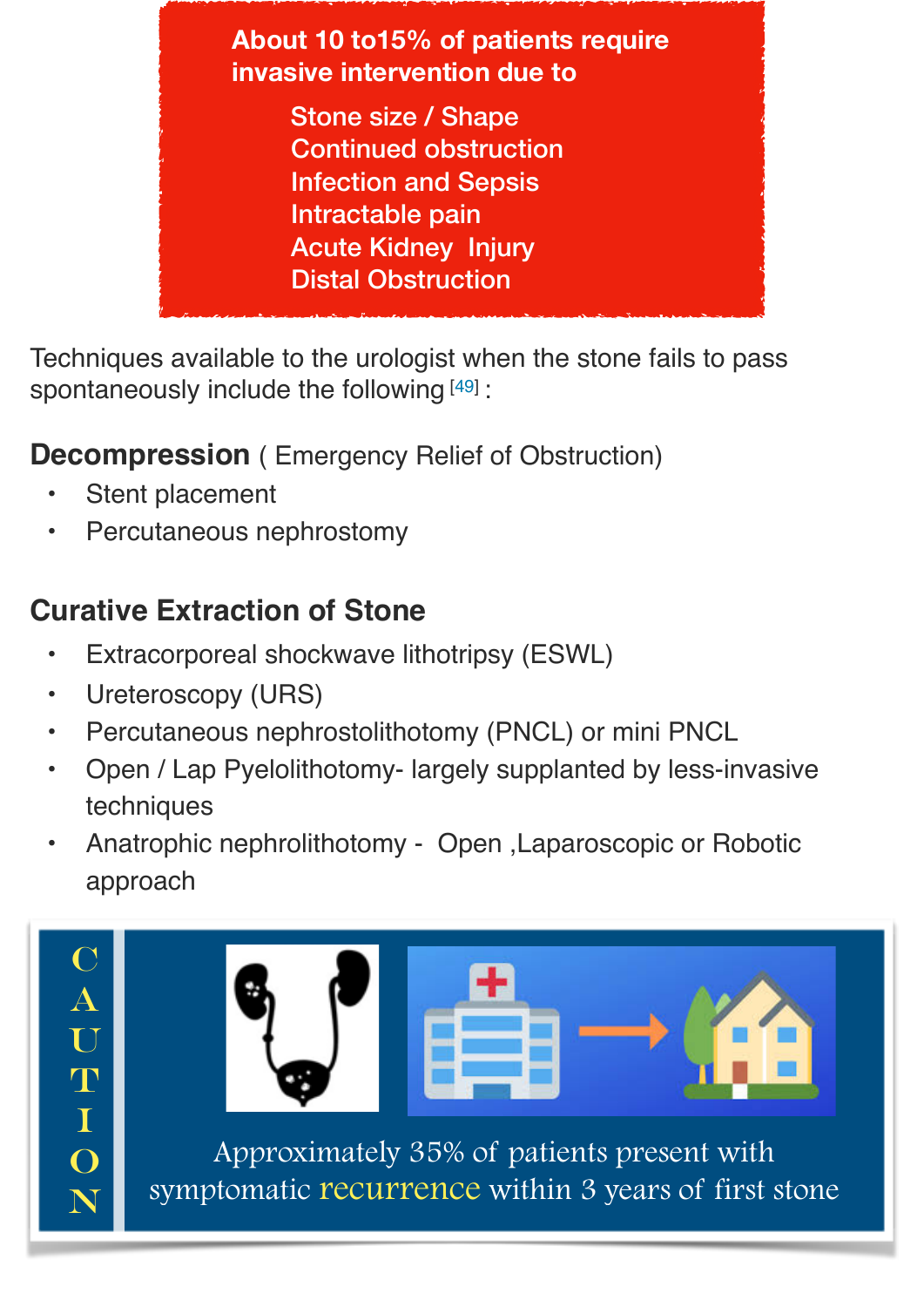**About 10 to15% of patients require invasive intervention due to**

- Stone size / Shape
- Continued obstruction
- Infection and Sepsis
- Intractable pain
- Acute Kidney Injury
- Distal Obstruction

Techniques available to the urologist when the stone fails to pass spontaneously include the following [49] :

### Decompression ( Emergency Relief of Obstruction)

- Stent placement
- Percutaneous nephrostomy

### Curative Extraction of Stone

- Extracorporeal shockwave lithotripsy (ESWL)
- Ureteroscopy (URS)
- Percutaneous nephrostolithotomy (PNCL) or mini PNCL
- Open / Lap Pyelolithotomy- largely supplanted by less-invasive techniques
- Anatrophic nephrolithotomy - Open ,Laparoscopic or Robotic approach

**CAUTION**

Approximately 35% of patients present with symptomatic recurrence within 3 years of first stone